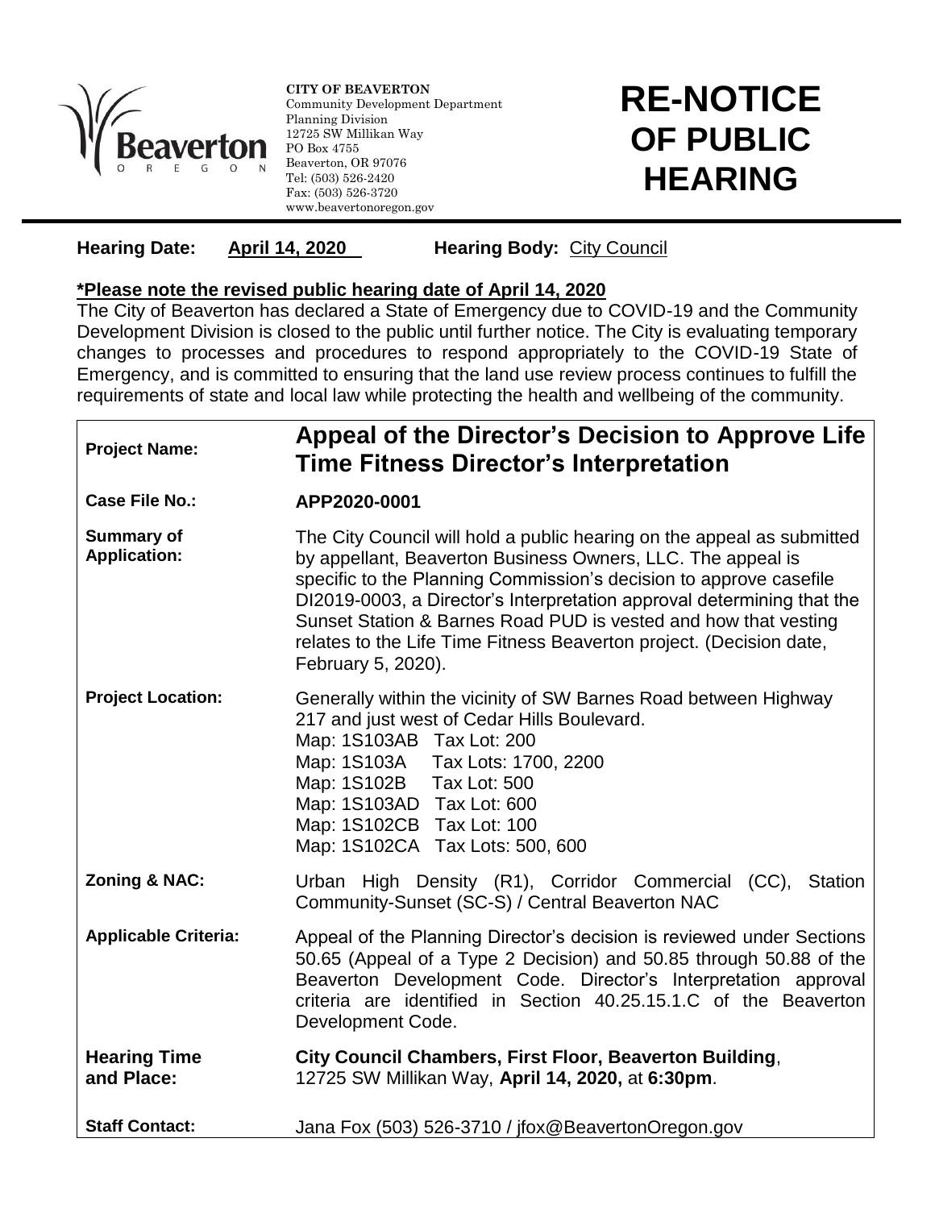**CITY OF BEAVERTON**
Community Development Department
Planning Division
12725 SW Millikan Way
PO Box 4755
Beaverton, OR 97076
Tel: (503) 526-2420
Fax: (503) 526-3720
www.beavertonoregon.gov

# RE-NOTICE OF PUBLIC HEARING

**Hearing Date:** **April 14, 2020** **Hearing Body:** City Council

**\*Please note the revised public hearing date of April 14, 2020**

The City of Beaverton has declared a State of Emergency due to COVID-19 and the Community Development Division is closed to the public until further notice. The City is evaluating temporary changes to processes and procedures to respond appropriately to the COVID-19 State of Emergency, and is committed to ensuring that the land use review process continues to fulfill the requirements of state and local law while protecting the health and wellbeing of the community.

| | |
|---|---|
| **Project Name:** | **Appeal of the Director's Decision to Approve Life Time Fitness Director's Interpretation** |
| **Case File No.:** | **APP2020-0001** |
| **Summary of Application:** | The City Council will hold a public hearing on the appeal as submitted by appellant, Beaverton Business Owners, LLC. The appeal is specific to the Planning Commission's decision to approve casefile DI2019-0003, a Director's Interpretation approval determining that the Sunset Station & Barnes Road PUD is vested and how that vesting relates to the Life Time Fitness Beaverton project. (Decision date, February 5, 2020). |
| **Project Location:** | Generally within the vicinity of SW Barnes Road between Highway 217 and just west of Cedar Hills Boulevard.<br>Map: 1S103AB Tax Lot: 200<br>Map: 1S103A Tax Lots: 1700, 2200<br>Map: 1S102B Tax Lot: 500<br>Map: 1S103AD Tax Lot: 600<br>Map: 1S102CB Tax Lot: 100<br>Map: 1S102CA Tax Lots: 500, 600 |
| **Zoning & NAC:** | Urban High Density (R1), Corridor Commercial (CC), Station Community-Sunset (SC-S) / Central Beaverton NAC |
| **Applicable Criteria:** | Appeal of the Planning Director's decision is reviewed under Sections 50.65 (Appeal of a Type 2 Decision) and 50.85 through 50.88 of the Beaverton Development Code. Director's Interpretation approval criteria are identified in Section 40.25.15.1.C of the Beaverton Development Code. |
| **Hearing Time and Place:** | **City Council Chambers, First Floor, Beaverton Building**, 12725 SW Millikan Way, **April 14, 2020,** at **6:30pm**. |
| **Staff Contact:** | Jana Fox (503) 526-3710 / jfox@BeavertonOregon.gov |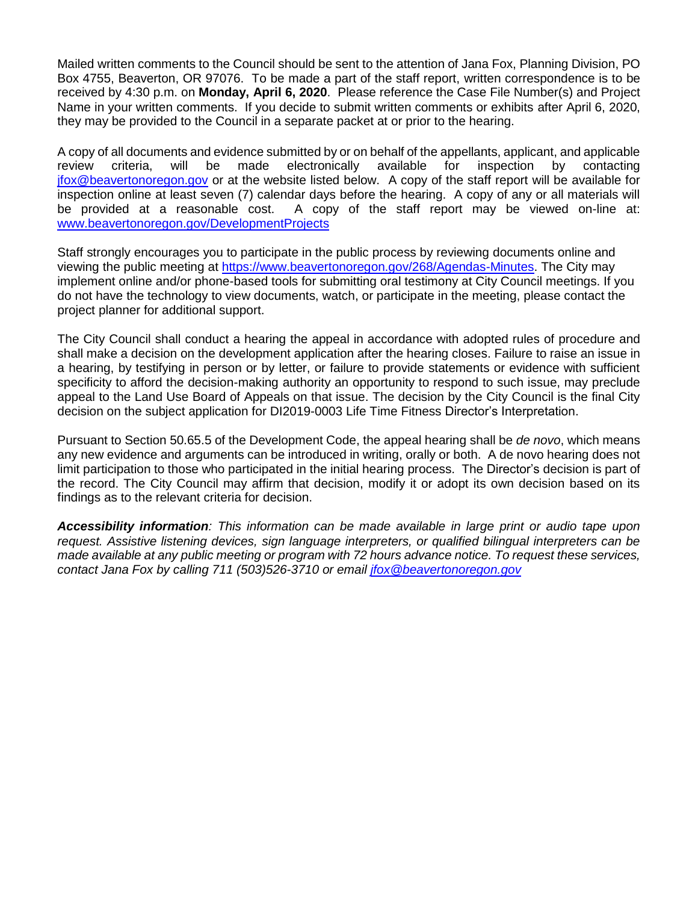Mailed written comments to the Council should be sent to the attention of Jana Fox, Planning Division, PO Box 4755, Beaverton, OR 97076. To be made a part of the staff report, written correspondence is to be received by 4:30 p.m. on **Monday, April 6, 2020**. Please reference the Case File Number(s) and Project Name in your written comments. If you decide to submit written comments or exhibits after April 6, 2020, they may be provided to the Council in a separate packet at or prior to the hearing.

A copy of all documents and evidence submitted by or on behalf of the appellants, applicant, and applicable review criteria, will be made electronically available for inspection by contacting [jfox@beavertonoregon.gov](mailto:jfox@beavertonoregon.gov) or at the website listed below. A copy of the staff report will be available for inspection online at least seven (7) calendar days before the hearing. A copy of any or all materials will be provided at a reasonable cost. A copy of the staff report may be viewed on-line at: [www.beavertonoregon.gov/DevelopmentProjects](http://www.beavertonoregon.gov/DevelopmentProjects)

Staff strongly encourages you to participate in the public process by reviewing documents online and viewing the public meeting at [https://www.beavertonoregon.gov/268/Agendas-Minutes](https://www.beavertonoregon.gov/268/Agendas-Minutes). The City may implement online and/or phone-based tools for submitting oral testimony at City Council meetings. If you do not have the technology to view documents, watch, or participate in the meeting, please contact the project planner for additional support.

The City Council shall conduct a hearing the appeal in accordance with adopted rules of procedure and shall make a decision on the development application after the hearing closes. Failure to raise an issue in a hearing, by testifying in person or by letter, or failure to provide statements or evidence with sufficient specificity to afford the decision-making authority an opportunity to respond to such issue, may preclude appeal to the Land Use Board of Appeals on that issue. The decision by the City Council is the final City decision on the subject application for DI2019-0003 Life Time Fitness Director's Interpretation.

Pursuant to Section 50.65.5 of the Development Code, the appeal hearing shall be *de novo*, which means any new evidence and arguments can be introduced in writing, orally or both. A de novo hearing does not limit participation to those who participated in the initial hearing process. The Director's decision is part of the record. The City Council may affirm that decision, modify it or adopt its own decision based on its findings as to the relevant criteria for decision.

***Accessibility information**: This information can be made available in large print or audio tape upon request. Assistive listening devices, sign language interpreters, or qualified bilingual interpreters can be made available at any public meeting or program with 72 hours advance notice. To request these services, contact Jana Fox by calling 711 (503)526-3710 or email [jfox@beavertonoregon.gov](mailto:jfox@beavertonoregon.gov)*